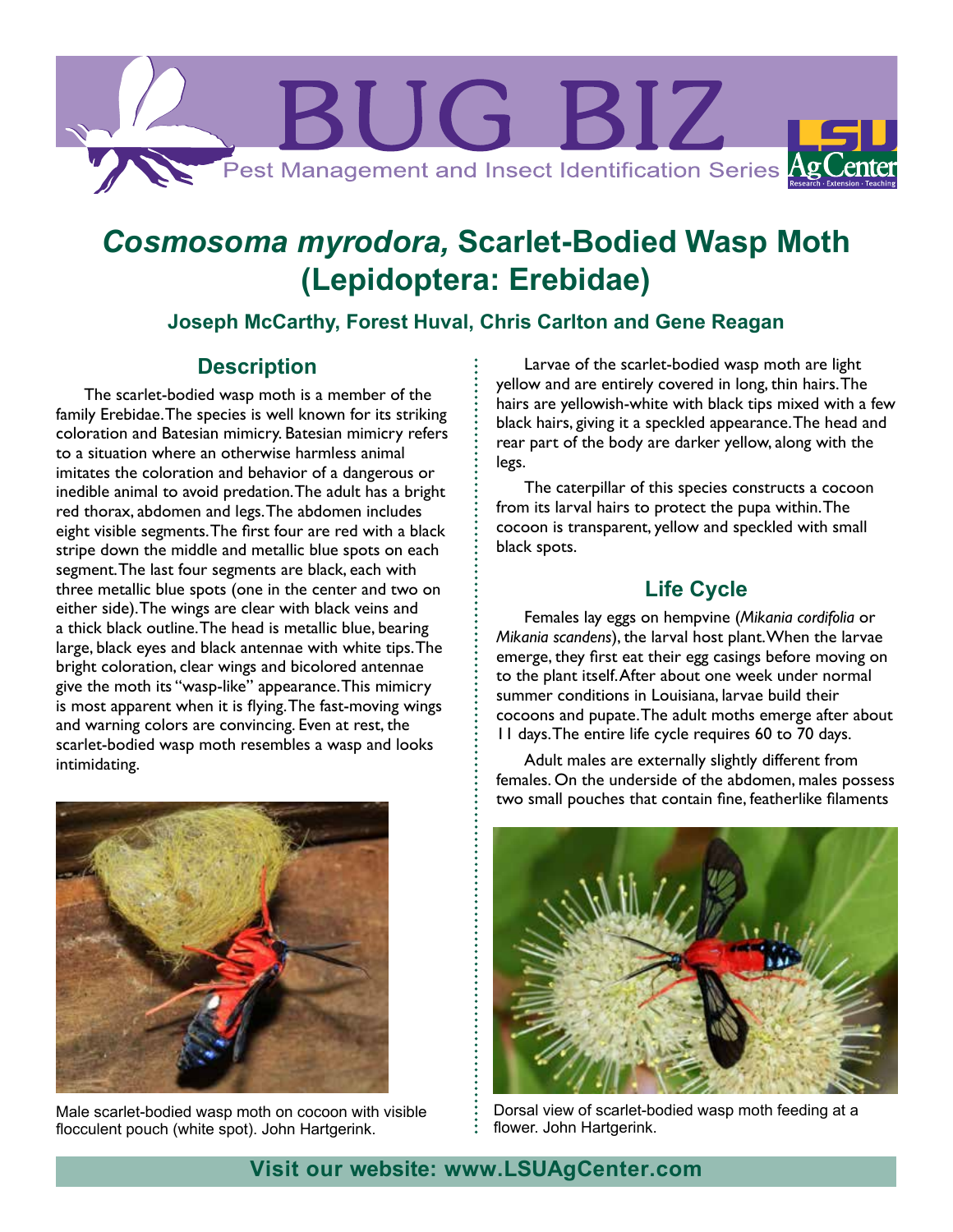# *Cosmosoma myrodora,* Scarlet-Bodied Wasp Moth (Lepidoptera: Erebidae)

**Joseph McCarthy, Forest Huval, Chris Carlton and Gene Reagan**

## Description

The scarlet-bodied wasp moth is a member of the family Erebidae. The species is well known for its striking coloration and Batesian mimicry. Batesian mimicry refers to a situation where an otherwise harmless animal imitates the coloration and behavior of a dangerous or inedible animal to avoid predation. The adult has a bright red thorax, abdomen and legs. The abdomen includes eight visible segments. The first four are red with a black stripe down the middle and metallic blue spots on each segment. The last four segments are black, each with three metallic blue spots (one in the center and two on either side). The wings are clear with black veins and a thick black outline. The head is metallic blue, bearing large, black eyes and black antennae with white tips. The bright coloration, clear wings and bicolored antennae give the moth its "wasp-like" appearance. This mimicry is most apparent when it is flying. The fast-moving wings and warning colors are convincing. Even at rest, the scarlet-bodied wasp moth resembles a wasp and looks intimidating.

Male scarlet-bodied wasp moth on cocoon with visible flocculent pouch (white spot). John Hartgerink.

Larvae of the scarlet-bodied wasp moth are light yellow and are entirely covered in long, thin hairs. The hairs are yellowish-white with black tips mixed with a few black hairs, giving it a speckled appearance. The head and rear part of the body are darker yellow, along with the legs.

The caterpillar of this species constructs a cocoon from its larval hairs to protect the pupa within. The cocoon is transparent, yellow and speckled with small black spots.

## Life Cycle

Females lay eggs on hempvine (*Mikania cordifolia* or *Mikania scandens*), the larval host plant. When the larvae emerge, they first eat their egg casings before moving on to the plant itself. After about one week under normal summer conditions in Louisiana, larvae build their cocoons and pupate. The adult moths emerge after about 11 days. The entire life cycle requires 60 to 70 days.

Adult males are externally slightly different from females. On the underside of the abdomen, males possess two small pouches that contain fine, featherlike filaments

Dorsal view of scarlet-bodied wasp moth feeding at a flower. John Hartgerink.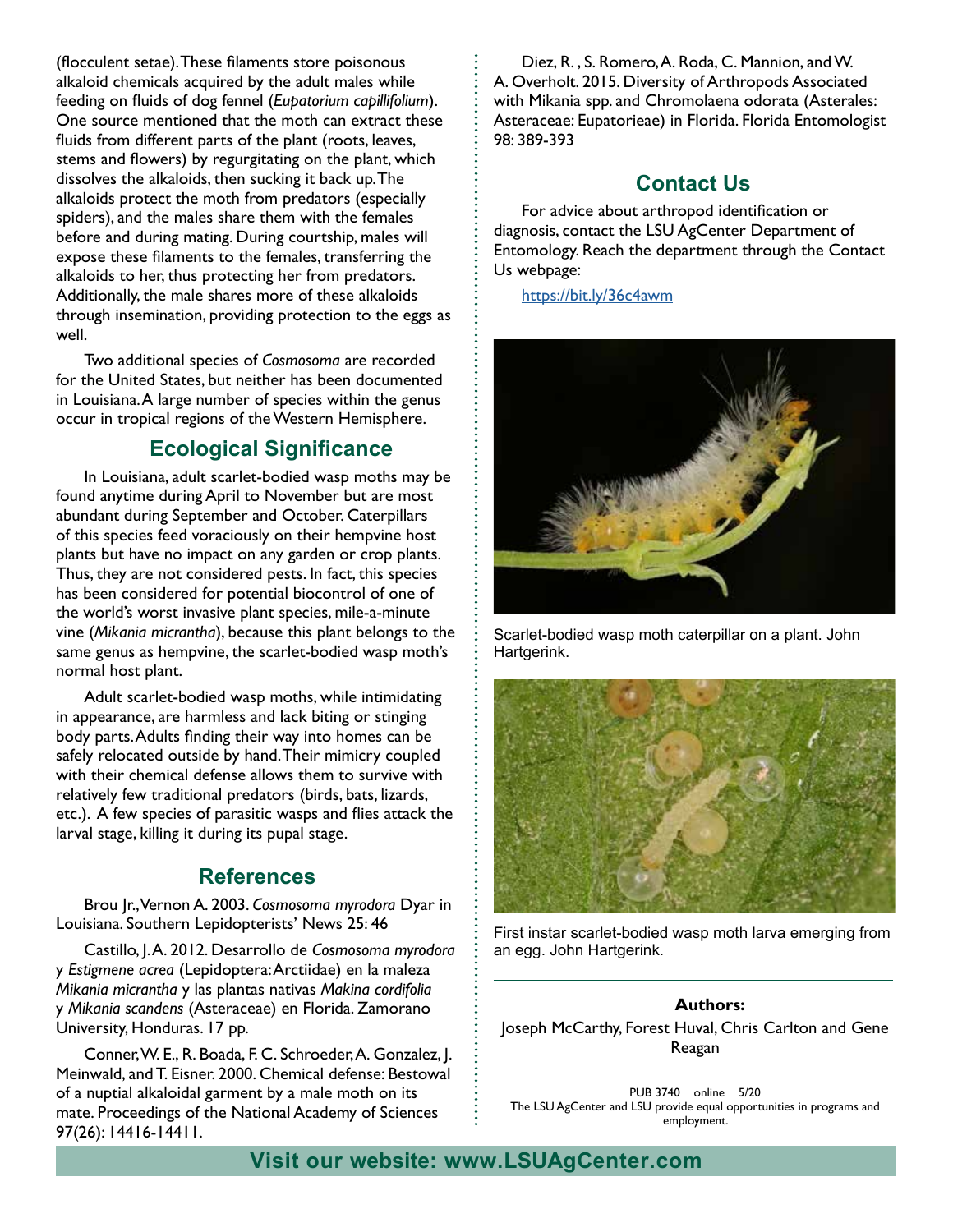(flocculent setae). These filaments store poisonous alkaloid chemicals acquired by the adult males while feeding on fluids of dog fennel (*Eupatorium capillifolium*). One source mentioned that the moth can extract these fluids from different parts of the plant (roots, leaves, stems and flowers) by regurgitating on the plant, which dissolves the alkaloids, then sucking it back up. The alkaloids protect the moth from predators (especially spiders), and the males share them with the females before and during mating. During courtship, males will expose these filaments to the females, transferring the alkaloids to her, thus protecting her from predators. Additionally, the male shares more of these alkaloids through insemination, providing protection to the eggs as well.

Two additional species of *Cosmosoma* are recorded for the United States, but neither has been documented in Louisiana. A large number of species within the genus occur in tropical regions of the Western Hemisphere.

## Ecological Significance

In Louisiana, adult scarlet-bodied wasp moths may be found anytime during April to November but are most abundant during September and October. Caterpillars of this species feed voraciously on their hempvine host plants but have no impact on any garden or crop plants. Thus, they are not considered pests. In fact, this species has been considered for potential biocontrol of one of the world's worst invasive plant species, mile-a-minute vine (*Mikania micrantha*), because this plant belongs to the same genus as hempvine, the scarlet-bodied wasp moth's normal host plant.

Adult scarlet-bodied wasp moths, while intimidating in appearance, are harmless and lack biting or stinging body parts. Adults finding their way into homes can be safely relocated outside by hand. Their mimicry coupled with their chemical defense allows them to survive with relatively few traditional predators (birds, bats, lizards, etc.). A few species of parasitic wasps and flies attack the larval stage, killing it during its pupal stage.

## References

Brou Jr., Vernon A. 2003. *Cosmosoma myrodora* Dyar in Louisiana. Southern Lepidopterists' News 25: 46

Castillo, J. A. 2012. Desarrollo de *Cosmosoma myrodora* y *Estigmene acrea* (Lepidoptera: Arctiidae) en la maleza *Mikania micrantha* y las plantas nativas *Makina cordifolia* y *Mikania scandens* (Asteraceae) en Florida. Zamorano University, Honduras. 17 pp.

Conner, W. E., R. Boada, F. C. Schroeder, A. Gonzalez, J. Meinwald, and T. Eisner. 2000. Chemical defense: Bestowal of a nuptial alkaloidal garment by a male moth on its mate. Proceedings of the National Academy of Sciences 97(26): 14416-14411.

Diez, R. , S. Romero, A. Roda, C. Mannion, and W. A. Overholt. 2015. Diversity of Arthropods Associated with Mikania spp. and Chromolaena odorata (Asterales: Asteraceae: Eupatorieae) in Florida. Florida Entomologist 98: 389-393

## Contact Us

For advice about arthropod identification or diagnosis, contact the LSU AgCenter Department of Entomology. Reach the department through the Contact Us webpage:

https://bit.ly/36c4awm

Scarlet-bodied wasp moth caterpillar on a plant. John Hartgerink.

First instar scarlet-bodied wasp moth larva emerging from an egg. John Hartgerink.

**Authors:**

Joseph McCarthy, Forest Huval, Chris Carlton and Gene Reagan

PUB 3740 online 5/20
The LSU AgCenter and LSU provide equal opportunities in programs and employment.

**Visit our website: www.LSUAgCenter.com**